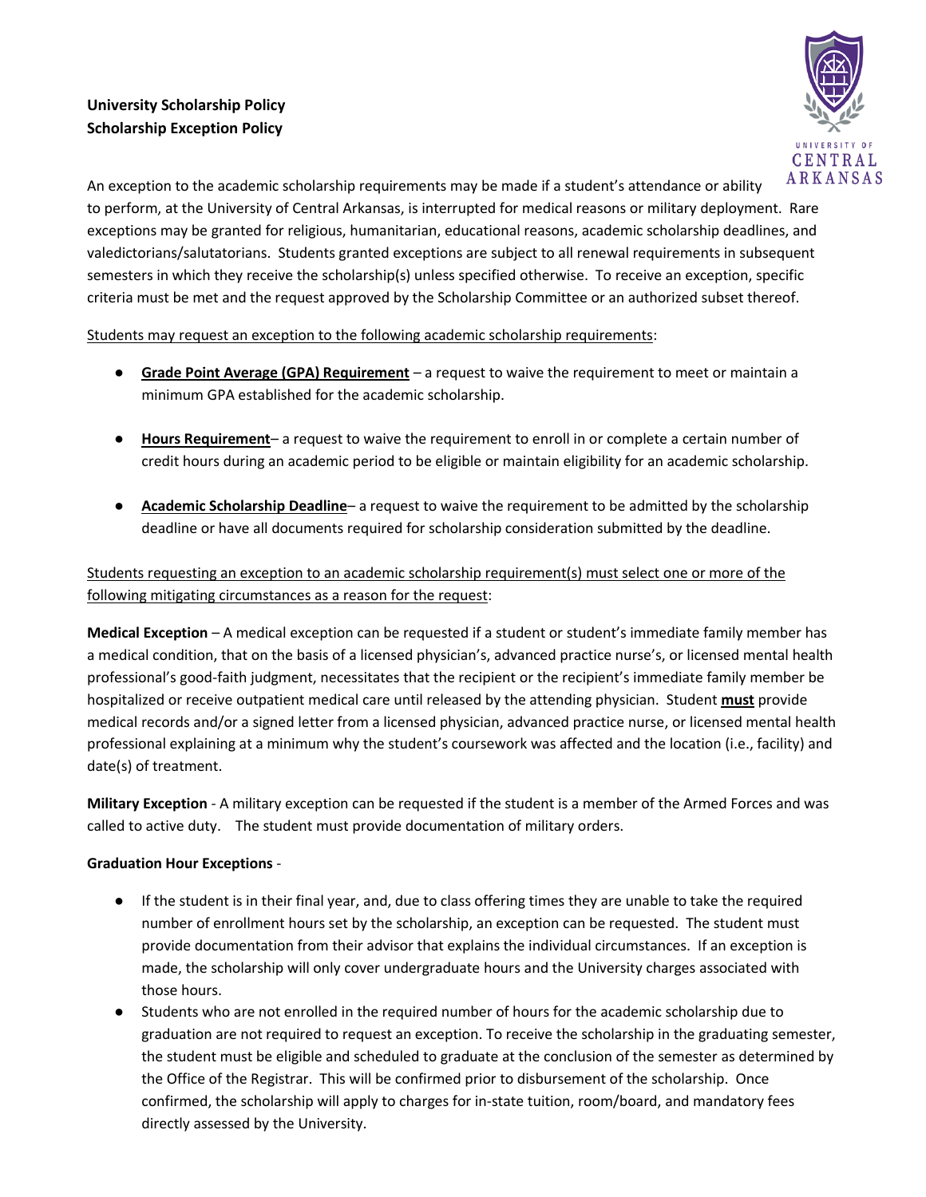**University Scholarship Policy**
**Scholarship Exception Policy**

An exception to the academic scholarship requirements may be made if a student's attendance or ability to perform, at the University of Central Arkansas, is interrupted for medical reasons or military deployment. Rare exceptions may be granted for religious, humanitarian, educational reasons, academic scholarship deadlines, and valedictorians/salutatorians. Students granted exceptions are subject to all renewal requirements in subsequent semesters in which they receive the scholarship(s) unless specified otherwise. To receive an exception, specific criteria must be met and the request approved by the Scholarship Committee or an authorized subset thereof.

Students may request an exception to the following academic scholarship requirements:

- **Grade Point Average (GPA) Requirement** – a request to waive the requirement to meet or maintain a minimum GPA established for the academic scholarship.
- **Hours Requirement**– a request to waive the requirement to enroll in or complete a certain number of credit hours during an academic period to be eligible or maintain eligibility for an academic scholarship.
- **Academic Scholarship Deadline**– a request to waive the requirement to be admitted by the scholarship deadline or have all documents required for scholarship consideration submitted by the deadline.

Students requesting an exception to an academic scholarship requirement(s) must select one or more of the following mitigating circumstances as a reason for the request:

**Medical Exception** – A medical exception can be requested if a student or student's immediate family member has a medical condition, that on the basis of a licensed physician's, advanced practice nurse's, or licensed mental health professional's good-faith judgment, necessitates that the recipient or the recipient's immediate family member be hospitalized or receive outpatient medical care until released by the attending physician. Student **must** provide medical records and/or a signed letter from a licensed physician, advanced practice nurse, or licensed mental health professional explaining at a minimum why the student's coursework was affected and the location (i.e., facility) and date(s) of treatment.

**Military Exception** - A military exception can be requested if the student is a member of the Armed Forces and was called to active duty. The student must provide documentation of military orders.

**Graduation Hour Exceptions** -

- If the student is in their final year, and, due to class offering times they are unable to take the required number of enrollment hours set by the scholarship, an exception can be requested. The student must provide documentation from their advisor that explains the individual circumstances. If an exception is made, the scholarship will only cover undergraduate hours and the University charges associated with those hours.
- Students who are not enrolled in the required number of hours for the academic scholarship due to graduation are not required to request an exception. To receive the scholarship in the graduating semester, the student must be eligible and scheduled to graduate at the conclusion of the semester as determined by the Office of the Registrar. This will be confirmed prior to disbursement of the scholarship. Once confirmed, the scholarship will apply to charges for in-state tuition, room/board, and mandatory fees directly assessed by the University.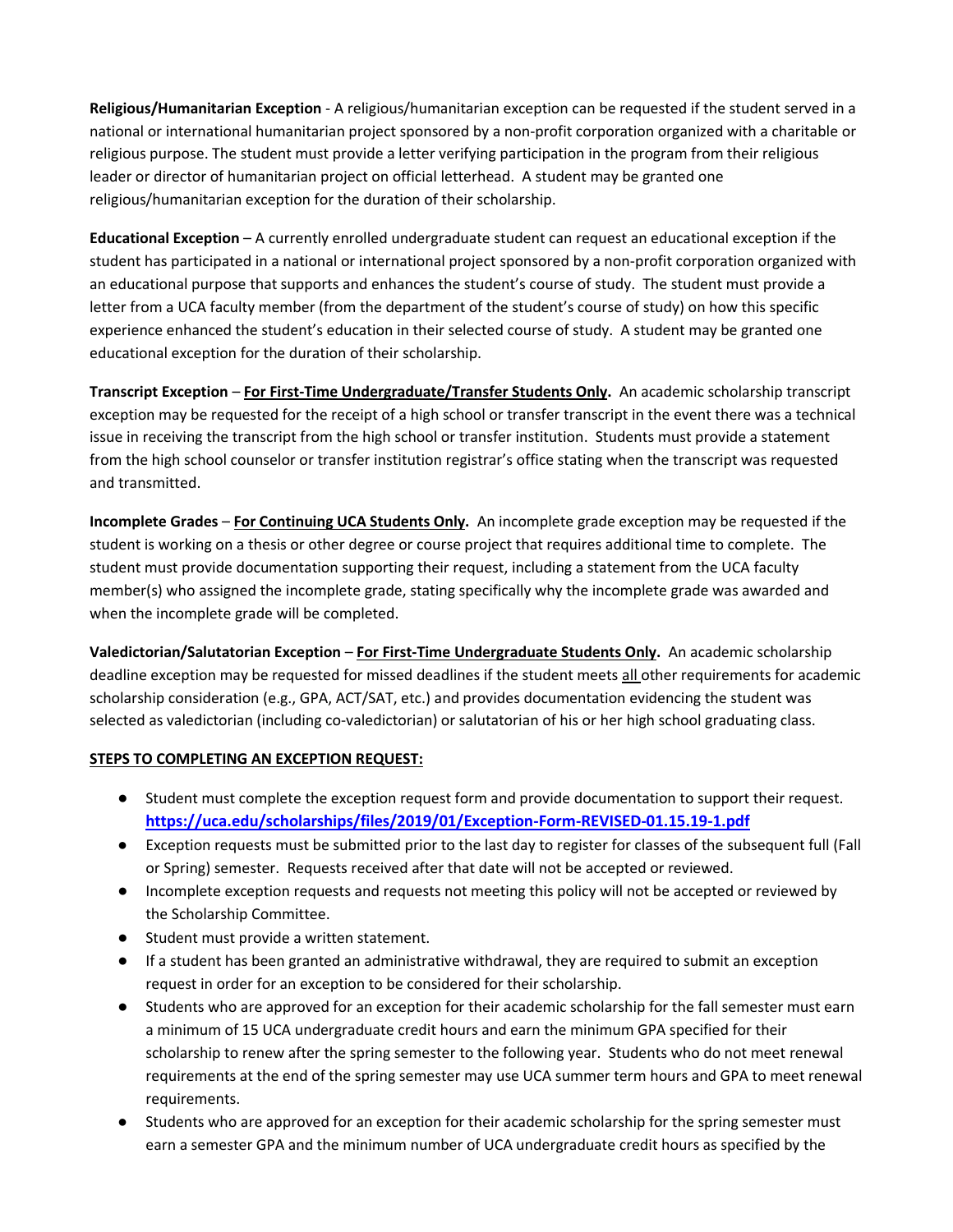**Religious/Humanitarian Exception** - A religious/humanitarian exception can be requested if the student served in a national or international humanitarian project sponsored by a non-profit corporation organized with a charitable or religious purpose. The student must provide a letter verifying participation in the program from their religious leader or director of humanitarian project on official letterhead. A student may be granted one religious/humanitarian exception for the duration of their scholarship.

**Educational Exception** – A currently enrolled undergraduate student can request an educational exception if the student has participated in a national or international project sponsored by a non-profit corporation organized with an educational purpose that supports and enhances the student's course of study. The student must provide a letter from a UCA faculty member (from the department of the student's course of study) on how this specific experience enhanced the student's education in their selected course of study. A student may be granted one educational exception for the duration of their scholarship.

**Transcript Exception** – **<u>For First-Time Undergraduate/Transfer Students Only</u>.** An academic scholarship transcript exception may be requested for the receipt of a high school or transfer transcript in the event there was a technical issue in receiving the transcript from the high school or transfer institution. Students must provide a statement from the high school counselor or transfer institution registrar's office stating when the transcript was requested and transmitted.

**Incomplete Grades** – **<u>For Continuing UCA Students Only</u>.** An incomplete grade exception may be requested if the student is working on a thesis or other degree or course project that requires additional time to complete. The student must provide documentation supporting their request, including a statement from the UCA faculty member(s) who assigned the incomplete grade, stating specifically why the incomplete grade was awarded and when the incomplete grade will be completed.

**Valedictorian/Salutatorian Exception** – **<u>For First-Time Undergraduate Students Only</u>.** An academic scholarship deadline exception may be requested for missed deadlines if the student meets <u>all</u> other requirements for academic scholarship consideration (e.g., GPA, ACT/SAT, etc.) and provides documentation evidencing the student was selected as valedictorian (including co-valedictorian) or salutatorian of his or her high school graduating class.

**<u>STEPS TO COMPLETING AN EXCEPTION REQUEST:</u>**

- Student must complete the exception request form and provide documentation to support their request. **https://uca.edu/scholarships/files/2019/01/Exception-Form-REVISED-01.15.19-1.pdf**
- Exception requests must be submitted prior to the last day to register for classes of the subsequent full (Fall or Spring) semester. Requests received after that date will not be accepted or reviewed.
- Incomplete exception requests and requests not meeting this policy will not be accepted or reviewed by the Scholarship Committee.
- Student must provide a written statement.
- If a student has been granted an administrative withdrawal, they are required to submit an exception request in order for an exception to be considered for their scholarship.
- Students who are approved for an exception for their academic scholarship for the fall semester must earn a minimum of 15 UCA undergraduate credit hours and earn the minimum GPA specified for their scholarship to renew after the spring semester to the following year. Students who do not meet renewal requirements at the end of the spring semester may use UCA summer term hours and GPA to meet renewal requirements.
- Students who are approved for an exception for their academic scholarship for the spring semester must earn a semester GPA and the minimum number of UCA undergraduate credit hours as specified by the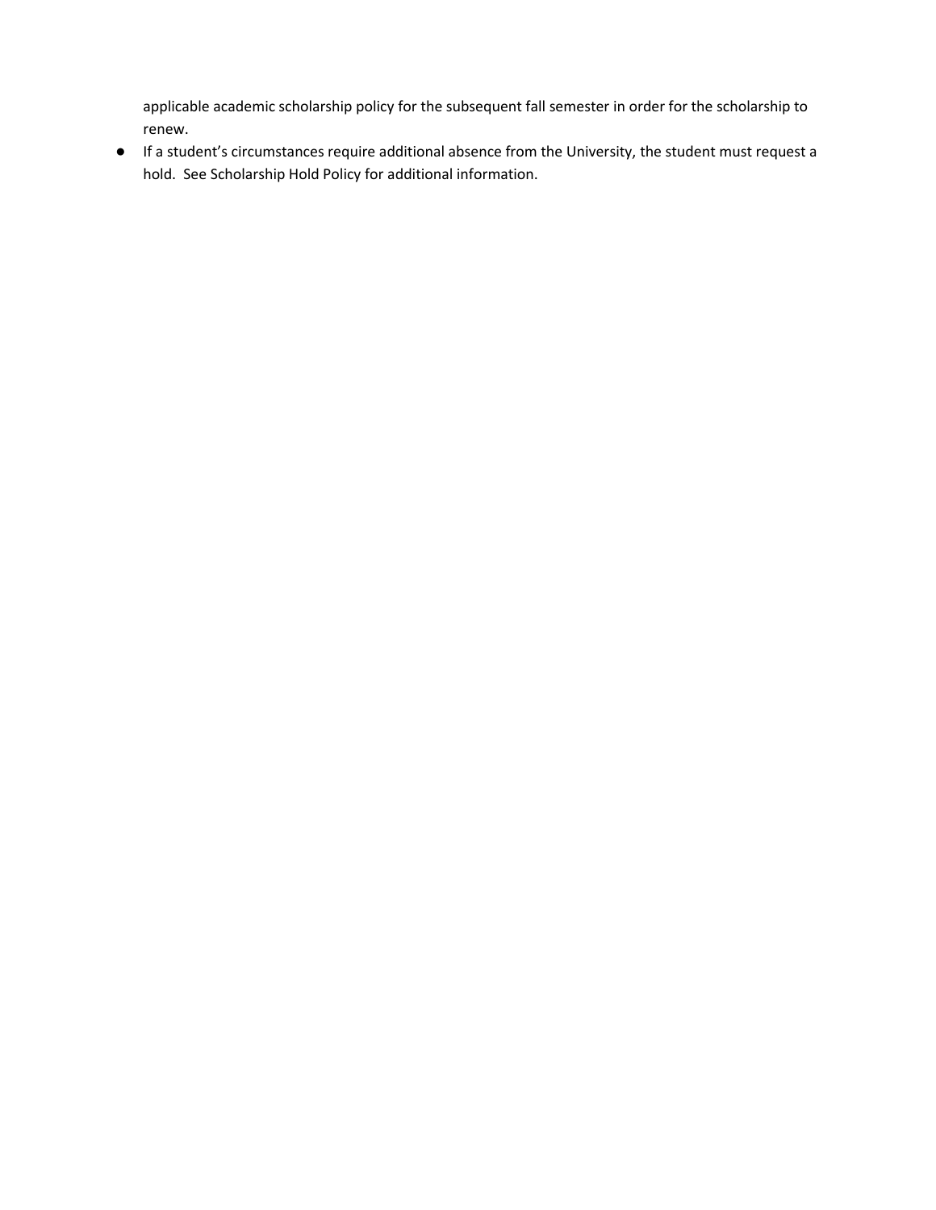applicable academic scholarship policy for the subsequent fall semester in order for the scholarship to renew.

- If a student's circumstances require additional absence from the University, the student must request a hold. See Scholarship Hold Policy for additional information.